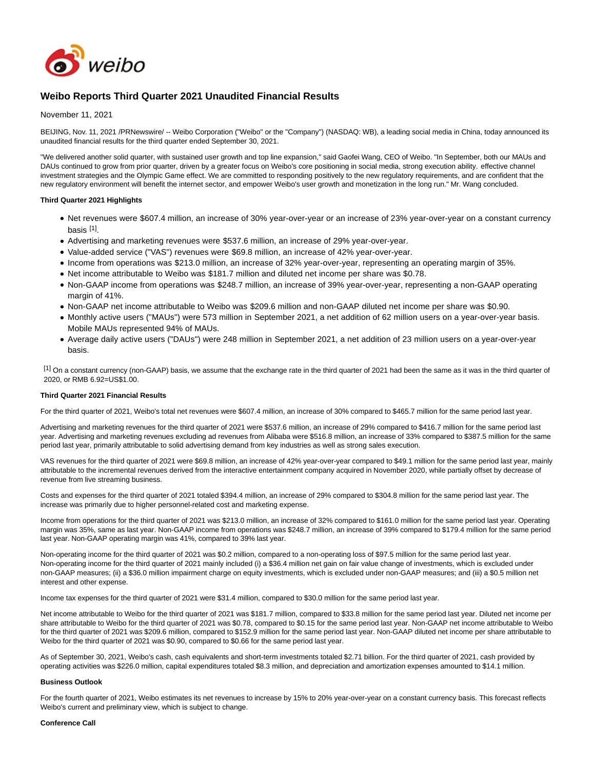# Weibo Reports Third Quarter 2021 Unaudited Financial Results

November 11, 2021

BEIJING, Nov. 11, 2021 /PRNewswire/ -- Weibo Corporation ("Weibo" or the "Company") (NASDAQ: WB), a leading social media in China, today announced its unaudited financial results for the third quarter ended September 30, 2021.

"We delivered another solid quarter, with sustained user growth and top line expansion," said Gaofei Wang, CEO of Weibo. "In September, both our MAUs and DAUs continued to grow from prior quarter, driven by a greater focus on Weibo's core positioning in social media, strong execution ability, effective channel investment strategies and the Olympic Game effect. We are committed to responding positively to the new regulatory requirements, and are confident that the new regulatory environment will benefit the internet sector, and empower Weibo's user growth and monetization in the long run." Mr. Wang concluded.

**Third Quarter 2021 Highlights**

- Net revenues were $607.4 million, an increase of 30% year-over-year or an increase of 23% year-over-year on a constant currency basis [1].
- Advertising and marketing revenues were $537.6 million, an increase of 29% year-over-year.
- Value-added service ("VAS") revenues were $69.8 million, an increase of 42% year-over-year.
- Income from operations was $213.0 million, an increase of 32% year-over-year, representing an operating margin of 35%.
- Net income attributable to Weibo was $181.7 million and diluted net income per share was $0.78.
- Non-GAAP income from operations was $248.7 million, an increase of 39% year-over-year, representing a non-GAAP operating margin of 41%.
- Non-GAAP net income attributable to Weibo was $209.6 million and non-GAAP diluted net income per share was $0.90.
- Monthly active users ("MAUs") were 573 million in September 2021, a net addition of 62 million users on a year-over-year basis. Mobile MAUs represented 94% of MAUs.
- Average daily active users ("DAUs") were 248 million in September 2021, a net addition of 23 million users on a year-over-year basis.

[1] On a constant currency (non-GAAP) basis, we assume that the exchange rate in the third quarter of 2021 had been the same as it was in the third quarter of 2020, or RMB 6.92=US$1.00.

**Third Quarter 2021 Financial Results**

For the third quarter of 2021, Weibo's total net revenues were $607.4 million, an increase of 30% compared to $465.7 million for the same period last year.

Advertising and marketing revenues for the third quarter of 2021 were $537.6 million, an increase of 29% compared to $416.7 million for the same period last year. Advertising and marketing revenues excluding ad revenues from Alibaba were $516.8 million, an increase of 33% compared to $387.5 million for the same period last year, primarily attributable to solid advertising demand from key industries as well as strong sales execution.

VAS revenues for the third quarter of 2021 were $69.8 million, an increase of 42% year-over-year compared to $49.1 million for the same period last year, mainly attributable to the incremental revenues derived from the interactive entertainment company acquired in November 2020, while partially offset by decrease of revenue from live streaming business.

Costs and expenses for the third quarter of 2021 totaled $394.4 million, an increase of 29% compared to $304.8 million for the same period last year. The increase was primarily due to higher personnel-related cost and marketing expense.

Income from operations for the third quarter of 2021 was $213.0 million, an increase of 32% compared to $161.0 million for the same period last year. Operating margin was 35%, same as last year. Non-GAAP income from operations was $248.7 million, an increase of 39% compared to $179.4 million for the same period last year. Non-GAAP operating margin was 41%, compared to 39% last year.

Non-operating income for the third quarter of 2021 was $0.2 million, compared to a non-operating loss of $97.5 million for the same period last year. Non-operating income for the third quarter of 2021 mainly included (i) a $36.4 million net gain on fair value change of investments, which is excluded under non-GAAP measures; (ii) a $36.0 million impairment charge on equity investments, which is excluded under non-GAAP measures; and (iii) a $0.5 million net interest and other expense.

Income tax expenses for the third quarter of 2021 were $31.4 million, compared to $30.0 million for the same period last year.

Net income attributable to Weibo for the third quarter of 2021 was $181.7 million, compared to $33.8 million for the same period last year. Diluted net income per share attributable to Weibo for the third quarter of 2021 was $0.78, compared to $0.15 for the same period last year. Non-GAAP net income attributable to Weibo for the third quarter of 2021 was $209.6 million, compared to $152.9 million for the same period last year. Non-GAAP diluted net income per share attributable to Weibo for the third quarter of 2021 was $0.90, compared to $0.66 for the same period last year.

As of September 30, 2021, Weibo's cash, cash equivalents and short-term investments totaled $2.71 billion. For the third quarter of 2021, cash provided by operating activities was $226.0 million, capital expenditures totaled $8.3 million, and depreciation and amortization expenses amounted to $14.1 million.

**Business Outlook**

For the fourth quarter of 2021, Weibo estimates its net revenues to increase by 15% to 20% year-over-year on a constant currency basis. This forecast reflects Weibo's current and preliminary view, which is subject to change.

**Conference Call**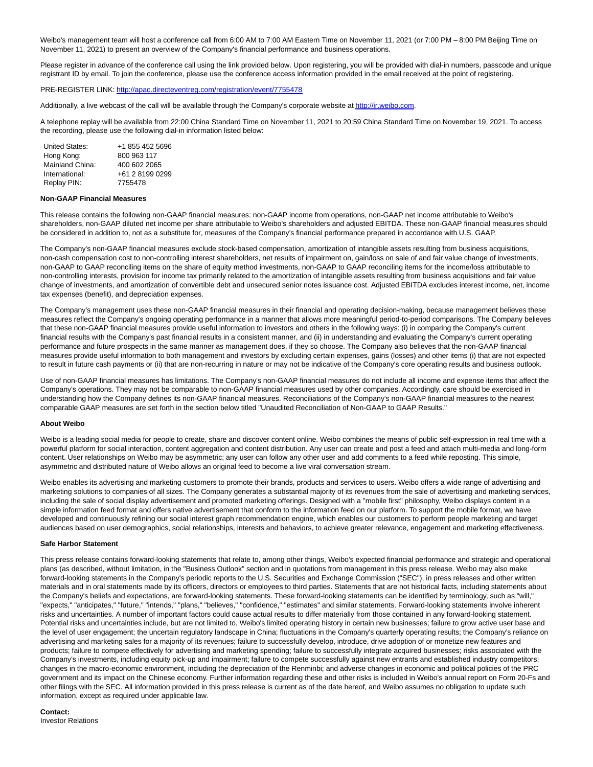Weibo's management team will host a conference call from 6:00 AM to 7:00 AM Eastern Time on November 11, 2021 (or 7:00 PM – 8:00 PM Beijing Time on November 11, 2021) to present an overview of the Company's financial performance and business operations.

Please register in advance of the conference call using the link provided below. Upon registering, you will be provided with dial-in numbers, passcode and unique registrant ID by email. To join the conference, please use the conference access information provided in the email received at the point of registering.

PRE-REGISTER LINK: [http://apac.directeventreg.com/registration/event/7755478](http://apac.directeventreg.com/registration/event/7755478)

Additionally, a live webcast of the call will be available through the Company's corporate website at [http://ir.weibo.com](http://ir.weibo.com).

A telephone replay will be available from 22:00 China Standard Time on November 11, 2021 to 20:59 China Standard Time on November 19, 2021. To access the recording, please use the following dial-in information listed below:

| | |
|---|---|
| United States: | +1 855 452 5696 |
| Hong Kong: | 800 963 117 |
| Mainland China: | 400 602 2065 |
| International: | +61 2 8199 0299 |
| Replay PIN: | 7755478 |

**Non-GAAP Financial Measures**

This release contains the following non-GAAP financial measures: non-GAAP income from operations, non-GAAP net income attributable to Weibo's shareholders, non-GAAP diluted net income per share attributable to Weibo's shareholders and adjusted EBITDA. These non-GAAP financial measures should be considered in addition to, not as a substitute for, measures of the Company's financial performance prepared in accordance with U.S. GAAP.

The Company's non-GAAP financial measures exclude stock-based compensation, amortization of intangible assets resulting from business acquisitions, non-cash compensation cost to non-controlling interest shareholders, net results of impairment on, gain/loss on sale of and fair value change of investments, non-GAAP to GAAP reconciling items on the share of equity method investments, non-GAAP to GAAP reconciling items for the income/loss attributable to non-controlling interests, provision for income tax primarily related to the amortization of intangible assets resulting from business acquisitions and fair value change of investments, and amortization of convertible debt and unsecured senior notes issuance cost. Adjusted EBITDA excludes interest income, net, income tax expenses (benefit), and depreciation expenses.

The Company's management uses these non-GAAP financial measures in their financial and operating decision-making, because management believes these measures reflect the Company's ongoing operating performance in a manner that allows more meaningful period-to-period comparisons. The Company believes that these non-GAAP financial measures provide useful information to investors and others in the following ways: (i) in comparing the Company's current financial results with the Company's past financial results in a consistent manner, and (ii) in understanding and evaluating the Company's current operating performance and future prospects in the same manner as management does, if they so choose. The Company also believes that the non-GAAP financial measures provide useful information to both management and investors by excluding certain expenses, gains (losses) and other items (i) that are not expected to result in future cash payments or (ii) that are non-recurring in nature or may not be indicative of the Company's core operating results and business outlook.

Use of non-GAAP financial measures has limitations. The Company's non-GAAP financial measures do not include all income and expense items that affect the Company's operations. They may not be comparable to non-GAAP financial measures used by other companies. Accordingly, care should be exercised in understanding how the Company defines its non-GAAP financial measures. Reconciliations of the Company's non-GAAP financial measures to the nearest comparable GAAP measures are set forth in the section below titled "Unaudited Reconciliation of Non-GAAP to GAAP Results."

**About Weibo**

Weibo is a leading social media for people to create, share and discover content online. Weibo combines the means of public self-expression in real time with a powerful platform for social interaction, content aggregation and content distribution. Any user can create and post a feed and attach multi-media and long-form content. User relationships on Weibo may be asymmetric; any user can follow any other user and add comments to a feed while reposting. This simple, asymmetric and distributed nature of Weibo allows an original feed to become a live viral conversation stream.

Weibo enables its advertising and marketing customers to promote their brands, products and services to users. Weibo offers a wide range of advertising and marketing solutions to companies of all sizes. The Company generates a substantial majority of its revenues from the sale of advertising and marketing services, including the sale of social display advertisement and promoted marketing offerings. Designed with a "mobile first" philosophy, Weibo displays content in a simple information feed format and offers native advertisement that conform to the information feed on our platform. To support the mobile format, we have developed and continuously refining our social interest graph recommendation engine, which enables our customers to perform people marketing and target audiences based on user demographics, social relationships, interests and behaviors, to achieve greater relevance, engagement and marketing effectiveness.

**Safe Harbor Statement**

This press release contains forward-looking statements that relate to, among other things, Weibo's expected financial performance and strategic and operational plans (as described, without limitation, in the "Business Outlook" section and in quotations from management in this press release. Weibo may also make forward-looking statements in the Company's periodic reports to the U.S. Securities and Exchange Commission ("SEC"), in press releases and other written materials and in oral statements made by its officers, directors or employees to third parties. Statements that are not historical facts, including statements about the Company's beliefs and expectations, are forward-looking statements. These forward-looking statements can be identified by terminology, such as "will," "expects," "anticipates," "future," "intends," "plans," "believes," "confidence," "estimates" and similar statements. Forward-looking statements involve inherent risks and uncertainties. A number of important factors could cause actual results to differ materially from those contained in any forward-looking statement. Potential risks and uncertainties include, but are not limited to, Weibo's limited operating history in certain new businesses; failure to grow active user base and the level of user engagement; the uncertain regulatory landscape in China; fluctuations in the Company's quarterly operating results; the Company's reliance on advertising and marketing sales for a majority of its revenues; failure to successfully develop, introduce, drive adoption of or monetize new features and products; failure to compete effectively for advertising and marketing spending; failure to successfully integrate acquired businesses; risks associated with the Company's investments, including equity pick-up and impairment; failure to compete successfully against new entrants and established industry competitors; changes in the macro-economic environment, including the depreciation of the Renminbi; and adverse changes in economic and political policies of the PRC government and its impact on the Chinese economy. Further information regarding these and other risks is included in Weibo's annual report on Form 20-Fs and other filings with the SEC. All information provided in this press release is current as of the date hereof, and Weibo assumes no obligation to update such information, except as required under applicable law.

**Contact:**
Investor Relations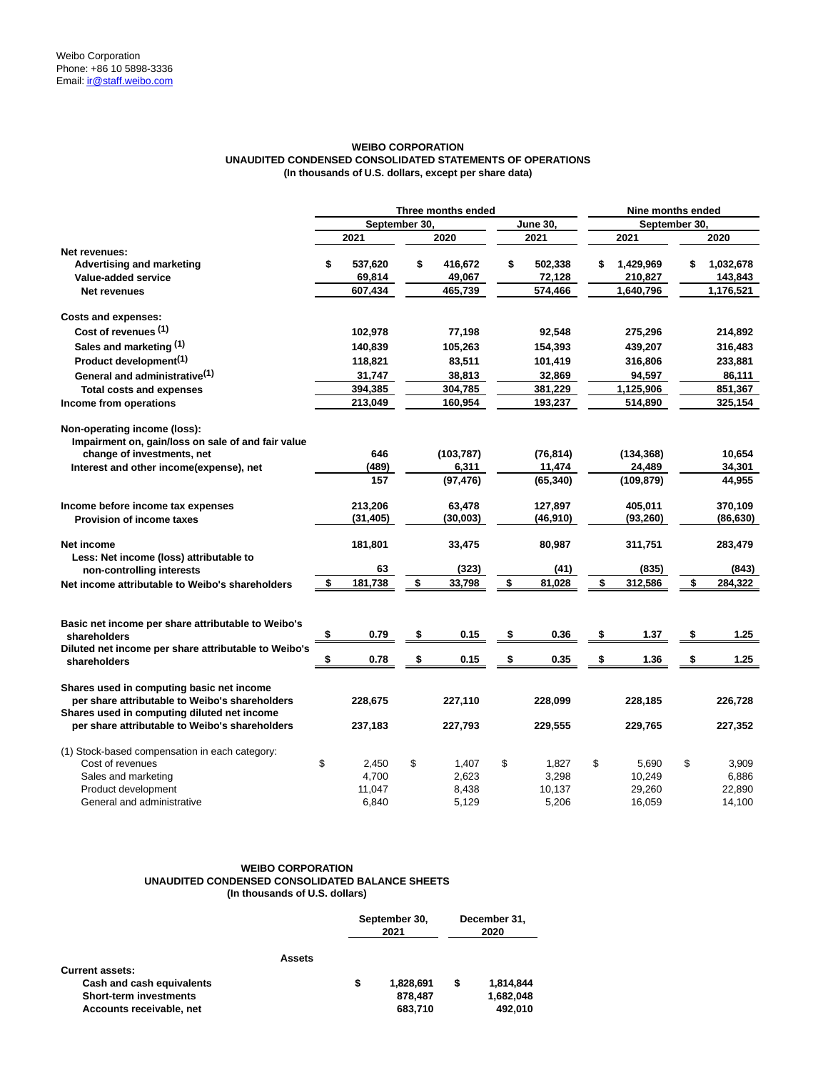Weibo Corporation
Phone: +86 10 5898-3336
Email: ir@staff.weibo.com

**WEIBO CORPORATION**
**UNAUDITED CONDENSED CONSOLIDATED STATEMENTS OF OPERATIONS**
**(In thousands of U.S. dollars, except per share data)**

| | Three months ended | | | Nine months ended | |
|---|---|---|---|---|---|
| | September 30, | | June 30, | September 30, | |
| | 2021 | 2020 | 2021 | 2021 | 2020 |
| **Net revenues:** | | | | | |
| **Advertising and marketing** | $ 537,620 | $ 416,672 | $ 502,338 | $ 1,429,969 | $ 1,032,678 |
| **Value-added service** | 69,814 | 49,067 | 72,128 | 210,827 | 143,843 |
| **Net revenues** | 607,434 | 465,739 | 574,466 | 1,640,796 | 1,176,521 |
| **Costs and expenses:** | | | | | |
| **Cost of revenues (1)** | 102,978 | 77,198 | 92,548 | 275,296 | 214,892 |
| **Sales and marketing (1)** | 140,839 | 105,263 | 154,393 | 439,207 | 316,483 |
| **Product development(1)** | 118,821 | 83,511 | 101,419 | 316,806 | 233,881 |
| **General and administrative(1)** | 31,747 | 38,813 | 32,869 | 94,597 | 86,111 |
| **Total costs and expenses** | 394,385 | 304,785 | 381,229 | 1,125,906 | 851,367 |
| **Income from operations** | 213,049 | 160,954 | 193,237 | 514,890 | 325,154 |
| **Non-operating income (loss):** | | | | | |
| **Impairment on, gain/loss on sale of and fair value change of investments, net** | 646 | (103,787) | (76,814) | (134,368) | 10,654 |
| **Interest and other income(expense), net** | (489) | 6,311 | 11,474 | 24,489 | 34,301 |
| | 157 | (97,476) | (65,340) | (109,879) | 44,955 |
| **Income before income tax expenses** | 213,206 | 63,478 | 127,897 | 405,011 | 370,109 |
| **Provision of income taxes** | (31,405) | (30,003) | (46,910) | (93,260) | (86,630) |
| **Net income** | 181,801 | 33,475 | 80,987 | 311,751 | 283,479 |
| **Less: Net income (loss) attributable to non-controlling interests** | 63 | (323) | (41) | (835) | (843) |
| **Net income attributable to Weibo's shareholders** | $ 181,738 | $ 33,798 | $ 81,028 | $ 312,586 | $ 284,322 |
| **Basic net income per share attributable to Weibo's shareholders** | $ 0.79 | $ 0.15 | $ 0.36 | $ 1.37 | $ 1.25 |
| **Diluted net income per share attributable to Weibo's shareholders** | $ 0.78 | $ 0.15 | $ 0.35 | $ 1.36 | $ 1.25 |
| **Shares used in computing basic net income per share attributable to Weibo's shareholders** | 228,675 | 227,110 | 228,099 | 228,185 | 226,728 |
| **Shares used in computing diluted net income per share attributable to Weibo's shareholders** | 237,183 | 227,793 | 229,555 | 229,765 | 227,352 |
| (1) Stock-based compensation in each category: | | | | | |
| Cost of revenues | $ 2,450 | $ 1,407 | $ 1,827 | $ 5,690 | $ 3,909 |
| Sales and marketing | 4,700 | 2,623 | 3,298 | 10,249 | 6,886 |
| Product development | 11,047 | 8,438 | 10,137 | 29,260 | 22,890 |
| General and administrative | 6,840 | 5,129 | 5,206 | 16,059 | 14,100 |

**WEIBO CORPORATION**
**UNAUDITED CONDENSED CONSOLIDATED BALANCE SHEETS**
**(In thousands of U.S. dollars)**

| | September 30, 2021 | December 31, 2020 |
|---|---|---|
| **Assets** | | |
| **Current assets:** | | |
| **Cash and cash equivalents** | $ 1,828,691 | $ 1,814,844 |
| **Short-term investments** | 878,487 | 1,682,048 |
| **Accounts receivable, net** | 683,710 | 492,010 |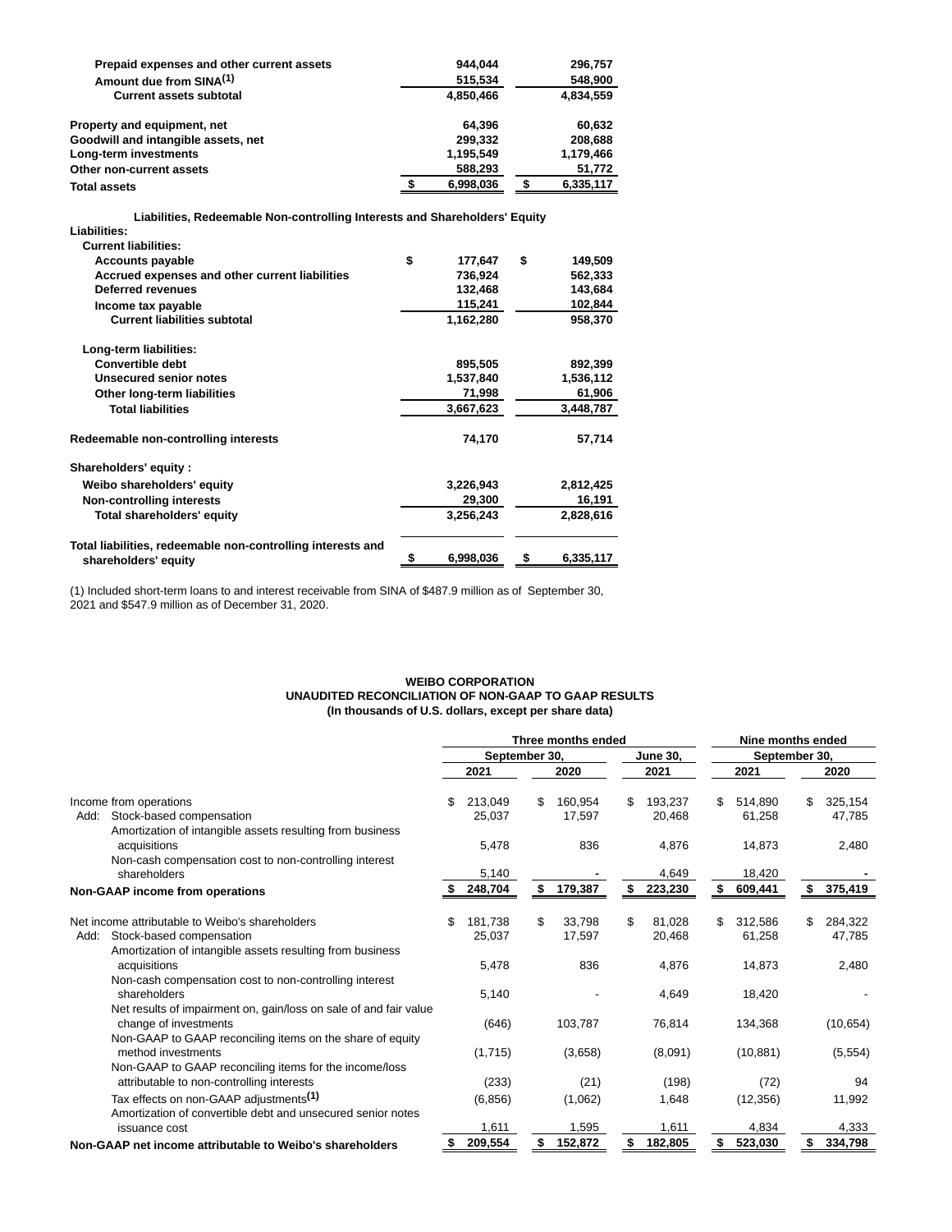| | | |
|---|---|---|
| Prepaid expenses and other current assets | 944,044 | 296,757 |
| Amount due from SINA[1] | 515,534 | 548,900 |
| Current assets subtotal | 4,850,466 | 4,834,559 |
| | | |
| Property and equipment, net | 64,396 | 60,632 |
| Goodwill and intangible assets, net | 299,332 | 208,688 |
| Long-term investments | 1,195,549 | 1,179,466 |
| Other non-current assets | 588,293 | 51,772 |
| Total assets | $ 6,998,036 | $ 6,335,117 |
| | | |
| **Liabilities, Redeemable Non-controlling Interests and Shareholders' Equity** | | |
| Liabilities: | | |
| Current liabilities: | | |
| Accounts payable | $ 177,647 | $ 149,509 |
| Accrued expenses and other current liabilities | 736,924 | 562,333 |
| Deferred revenues | 132,468 | 143,684 |
| Income tax payable | 115,241 | 102,844 |
| Current liabilities subtotal | 1,162,280 | 958,370 |
| | | |
| Long-term liabilities: | | |
| Convertible debt | 895,505 | 892,399 |
| Unsecured senior notes | 1,537,840 | 1,536,112 |
| Other long-term liabilities | 71,998 | 61,906 |
| Total liabilities | 3,667,623 | 3,448,787 |
| | | |
| Redeemable non-controlling interests | 74,170 | 57,714 |
| | | |
| Shareholders' equity : | | |
| Weibo shareholders' equity | 3,226,943 | 2,812,425 |
| Non-controlling interests | 29,300 | 16,191 |
| Total shareholders' equity | 3,256,243 | 2,828,616 |
| | | |
| Total liabilities, redeemable non-controlling interests and shareholders' equity | $ 6,998,036 | $ 6,335,117 |

(1) Included short-term loans to and interest receivable from SINA of $487.9 million as of September 30, 2021 and $547.9 million as of December 31, 2020.

**WEIBO CORPORATION**
**UNAUDITED RECONCILIATION OF NON-GAAP TO GAAP RESULTS**
**(In thousands of U.S. dollars, except per share data)**

| | Three months ended | | | Nine months ended | |
|---|---|---|---|---|---|
| | September 30, | | June 30, | September 30, | |
| | 2021 | 2020 | 2021 | 2021 | 2020 |
| Income from operations | $ 213,049 | $ 160,954 | $ 193,237 | $ 514,890 | $ 325,154 |
| Add: Stock-based compensation | 25,037 | 17,597 | 20,468 | 61,258 | 47,785 |
| Amortization of intangible assets resulting from business acquisitions | 5,478 | 836 | 4,876 | 14,873 | 2,480 |
| Non-cash compensation cost to non-controlling interest shareholders | 5,140 | - | 4,649 | 18,420 | - |
| **Non-GAAP income from operations** | $ 248,704 | $ 179,387 | $ 223,230 | $ 609,441 | $ 375,419 |
| | | | | | |
| Net income attributable to Weibo's shareholders | $ 181,738 | $ 33,798 | $ 81,028 | $ 312,586 | $ 284,322 |
| Add: Stock-based compensation | 25,037 | 17,597 | 20,468 | 61,258 | 47,785 |
| Amortization of intangible assets resulting from business acquisitions | 5,478 | 836 | 4,876 | 14,873 | 2,480 |
| Non-cash compensation cost to non-controlling interest shareholders | 5,140 | - | 4,649 | 18,420 | - |
| Net results of impairment on, gain/loss on sale of and fair value change of investments | (646) | 103,787 | 76,814 | 134,368 | (10,654) |
| Non-GAAP to GAAP reconciling items on the share of equity method investments | (1,715) | (3,658) | (8,091) | (10,881) | (5,554) |
| Non-GAAP to GAAP reconciling items for the income/loss attributable to non-controlling interests | (233) | (21) | (198) | (72) | 94 |
| Tax effects on non-GAAP adjustments[1] | (6,856) | (1,062) | 1,648 | (12,356) | 11,992 |
| Amortization of convertible debt and unsecured senior notes issuance cost | 1,611 | 1,595 | 1,611 | 4,834 | 4,333 |
| **Non-GAAP net income attributable to Weibo's shareholders** | $ 209,554 | $ 152,872 | $ 182,805 | $ 523,030 | $ 334,798 |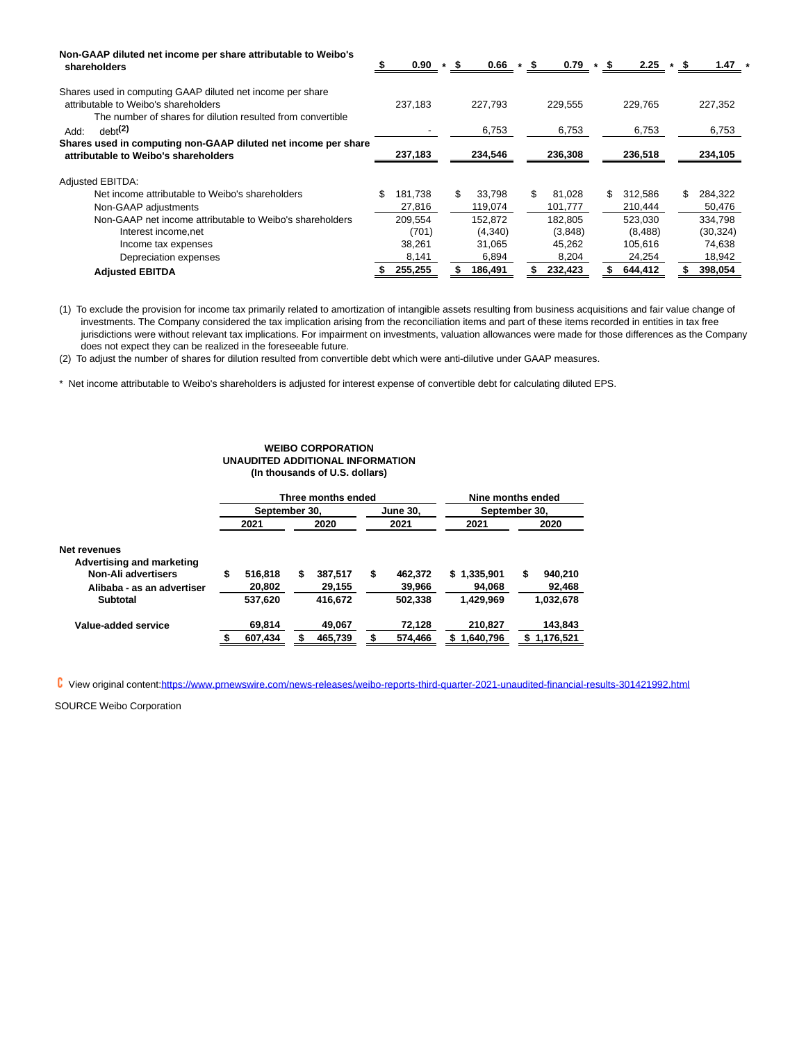| | | | | | |
|---|---|---|---|---|---|
| **Non-GAAP diluted net income per share attributable to Weibo's shareholders** | **$ 0.90 \*** | **$ 0.66 \*** | **$ 0.79 \*** | **$ 2.25 \*** | **$ 1.47 \*** |
| Shares used in computing GAAP diluted net income per share attributable to Weibo's shareholders | 237,183 | 227,793 | 229,555 | 229,765 | 227,352 |
| Add: The number of shares for dilution resulted from convertible debt(2) | - | 6,753 | 6,753 | 6,753 | 6,753 |
| **Shares used in computing non-GAAP diluted net income per share attributable to Weibo's shareholders** | **237,183** | **234,546** | **236,308** | **236,518** | **234,105** |
| Adjusted EBITDA: | | | | | |
| Net income attributable to Weibo's shareholders | $ 181,738 | $ 33,798 | $ 81,028 | $ 312,586 | $ 284,322 |
| Non-GAAP adjustments | 27,816 | 119,074 | 101,777 | 210,444 | 50,476 |
| Non-GAAP net income attributable to Weibo's shareholders | 209,554 | 152,872 | 182,805 | 523,030 | 334,798 |
| Interest income,net | (701) | (4,340) | (3,848) | (8,488) | (30,324) |
| Income tax expenses | 38,261 | 31,065 | 45,262 | 105,616 | 74,638 |
| Depreciation expenses | 8,141 | 6,894 | 8,204 | 24,254 | 18,942 |
| **Adjusted EBITDA** | **$ 255,255** | **$ 186,491** | **$ 232,423** | **$ 644,412** | **$ 398,054** |

(1) To exclude the provision for income tax primarily related to amortization of intangible assets resulting from business acquisitions and fair value change of investments. The Company considered the tax implication arising from the reconciliation items and part of these items recorded in entities in tax free jurisdictions were without relevant tax implications. For impairment on investments, valuation allowances were made for those differences as the Company does not expect they can be realized in the foreseeable future.

(2) To adjust the number of shares for dilution resulted from convertible debt which were anti-dilutive under GAAP measures.

\* Net income attributable to Weibo's shareholders is adjusted for interest expense of convertible debt for calculating diluted EPS.

**WEIBO CORPORATION**
**UNAUDITED ADDITIONAL INFORMATION**
**(In thousands of U.S. dollars)**

| | Three months ended | | | Nine months ended | |
|---|---|---|---|---|---|
| | September 30, | | June 30, | September 30, | |
| | 2021 | 2020 | 2021 | 2021 | 2020 |
| **Net revenues** | | | | | |
| **Advertising and marketing** | | | | | |
| **Non-Ali advertisers** | **$ 516,818** | **$ 387,517** | **$ 462,372** | **$ 1,335,901** | **$ 940,210** |
| **Alibaba - as an advertiser** | **20,802** | **29,155** | **39,966** | **94,068** | **92,468** |
| **Subtotal** | **537,620** | **416,672** | **502,338** | **1,429,969** | **1,032,678** |
| **Value-added service** | **69,814** | **49,067** | **72,128** | **210,827** | **143,843** |
| | **$ 607,434** | **$ 465,739** | **$ 574,466** | **$ 1,640,796** | **$ 1,176,521** |

View original content:https://www.prnewswire.com/news-releases/weibo-reports-third-quarter-2021-unaudited-financial-results-301421992.html

SOURCE Weibo Corporation